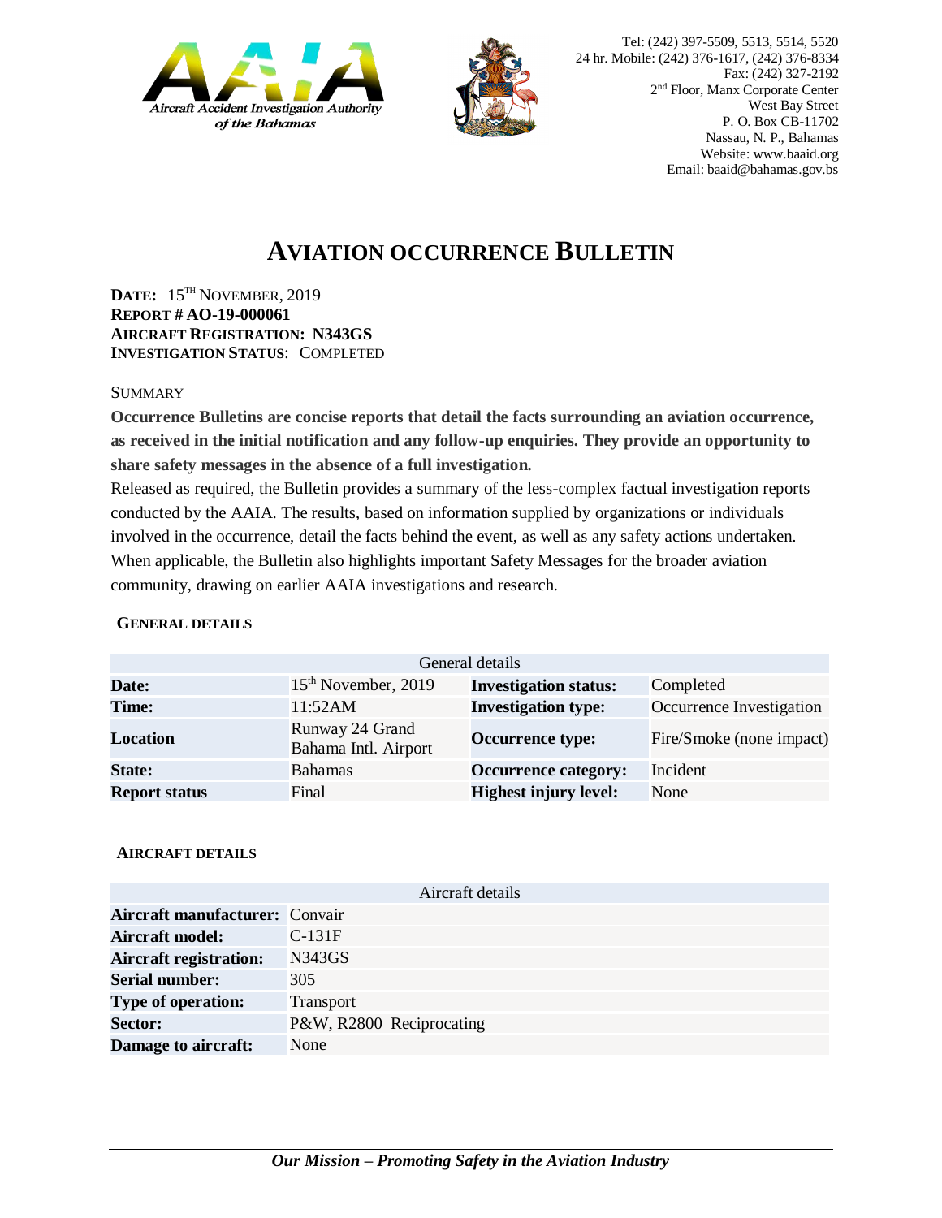Tel: (242) 397-5509, 5513, 5514, 5520
24 hr. Mobile: (242) 376-1617, (242) 376-8334
Fax: (242) 327-2192
2nd Floor, Manx Corporate Center
West Bay Street
P. O. Box CB-11702
Nassau, N. P., Bahamas
Website: www.baaid.org
Email: baaid@bahamas.gov.bs

# AVIATION OCCURRENCE BULLETIN

**DATE:** 15TH NOVEMBER, 2019
**REPORT # AO-19-000061**
**AIRCRAFT REGISTRATION: N343GS**
**INVESTIGATION STATUS**: COMPLETED

SUMMARY

**Occurrence Bulletins are concise reports that detail the facts surrounding an aviation occurrence, as received in the initial notification and any follow-up enquiries. They provide an opportunity to share safety messages in the absence of a full investigation.**

Released as required, the Bulletin provides a summary of the less-complex factual investigation reports conducted by the AAIA. The results, based on information supplied by organizations or individuals involved in the occurrence, detail the facts behind the event, as well as any safety actions undertaken. When applicable, the Bulletin also highlights important Safety Messages for the broader aviation community, drawing on earlier AAIA investigations and research.

**GENERAL DETAILS**

| General details | | | |
|---|---|---|---|
| **Date:** | 15th November, 2019 | **Investigation status:** | Completed |
| **Time:** | 11:52AM | **Investigation type:** | Occurrence Investigation |
| **Location** | Runway 24 Grand Bahama Intl. Airport | **Occurrence type:** | Fire/Smoke (none impact) |
| **State:** | Bahamas | **Occurrence category:** | Incident |
| **Report status** | Final | **Highest injury level:** | None |

**AIRCRAFT DETAILS**

| Aircraft details | |
|---|---|
| **Aircraft manufacturer:** | Convair |
| **Aircraft model:** | C-131F |
| **Aircraft registration:** | N343GS |
| **Serial number:** | 305 |
| **Type of operation:** | Transport |
| **Sector:** | P&W, R2800 Reciprocating |
| **Damage to aircraft:** | None |

*Our Mission – Promoting Safety in the Aviation Industry*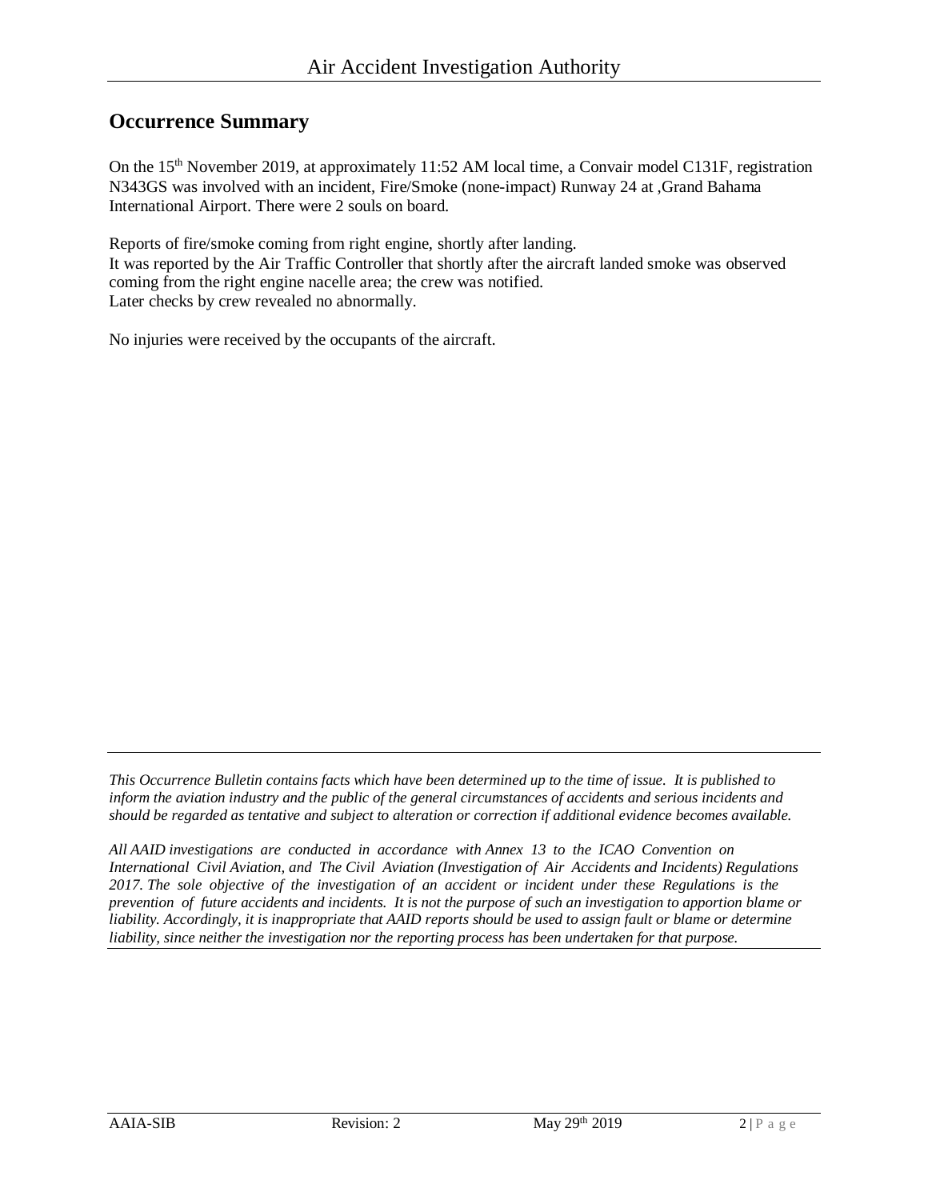## Occurrence Summary

On the 15th November 2019, at approximately 11:52 AM local time, a Convair model C131F, registration N343GS was involved with an incident, Fire/Smoke (none-impact) Runway 24 at ,Grand Bahama International Airport. There were 2 souls on board.

Reports of fire/smoke coming from right engine, shortly after landing.
It was reported by the Air Traffic Controller that shortly after the aircraft landed smoke was observed coming from the right engine nacelle area; the crew was notified.
Later checks by crew revealed no abnormally.

No injuries were received by the occupants of the aircraft.

---

*This Occurrence Bulletin contains facts which have been determined up to the time of issue. It is published to inform the aviation industry and the public of the general circumstances of accidents and serious incidents and should be regarded as tentative and subject to alteration or correction if additional evidence becomes available.*

*All AAID investigations are conducted in accordance with Annex 13 to the ICAO Convention on International Civil Aviation, and The Civil Aviation (Investigation of Air Accidents and Incidents) Regulations 2017. The sole objective of the investigation of an accident or incident under these Regulations is the prevention of future accidents and incidents. It is not the purpose of such an investigation to apportion blame or liability. Accordingly, it is inappropriate that AAID reports should be used to assign fault or blame or determine liability, since neither the investigation nor the reporting process has been undertaken for that purpose.*